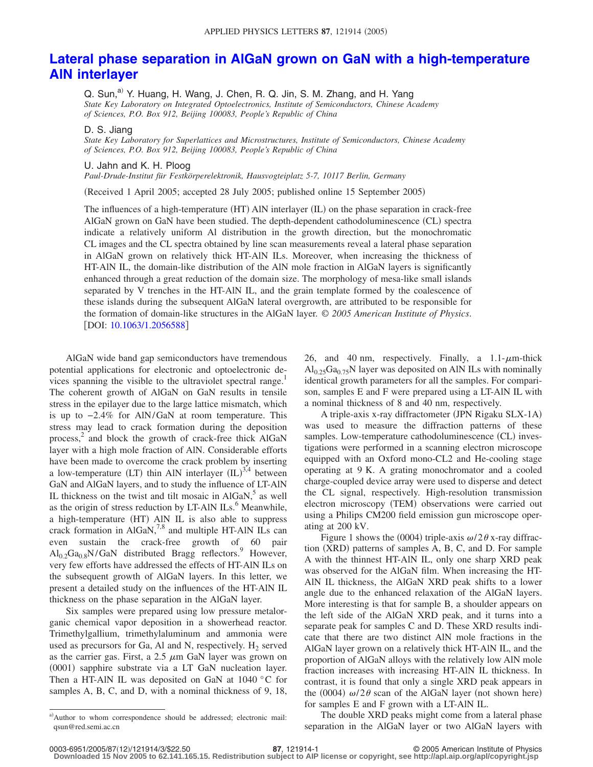# Lateral phase separation in AlGaN grown on GaN with a high-temperature AlN interlayer

Q. Sun,[a] Y. Huang, H. Wang, J. Chen, R. Q. Jin, S. M. Zhang, and H. Yang

*State Key Laboratory on Integrated Optoelectronics, Institute of Semiconductors, Chinese Academy of Sciences, P.O. Box 912, Beijing 100083, People's Republic of China*

D. S. Jiang

*State Key Laboratory for Superlattices and Microstructures, Institute of Semiconductors, Chinese Academy of Sciences, P.O. Box 912, Beijing 100083, People's Republic of China*

U. Jahn and K. H. Ploog

*Paul-Drude-Institut für Festkörperelektronik, Hausvogteiplatz 5-7, 10117 Berlin, Germany*

(Received 1 April 2005; accepted 28 July 2005; published online 15 September 2005)

The influences of a high-temperature (HT) AlN interlayer (IL) on the phase separation in crack-free AlGaN grown on GaN have been studied. The depth-dependent cathodoluminescence (CL) spectra indicate a relatively uniform Al distribution in the growth direction, but the monochromatic CL images and the CL spectra obtained by line scan measurements reveal a lateral phase separation in AlGaN grown on relatively thick HT-AlN ILs. Moreover, when increasing the thickness of HT-AlN IL, the domain-like distribution of the AlN mole fraction in AlGaN layers is significantly enhanced through a great reduction of the domain size. The morphology of mesa-like small islands separated by V trenches in the HT-AlN IL, and the grain template formed by the coalescence of these islands during the subsequent AlGaN lateral overgrowth, are attributed to be responsible for the formation of domain-like structures in the AlGaN layer. © *2005 American Institute of Physics*. [DOI: 10.1063/1.2056588]

AlGaN wide band gap semiconductors have tremendous potential applications for electronic and optoelectronic devices spanning the visible to the ultraviolet spectral range.[1] The coherent growth of AlGaN on GaN results in tensile stress in the epilayer due to the large lattice mismatch, which is up to −2.4% for AlN/GaN at room temperature. This stress may lead to crack formation during the deposition process,[2] and block the growth of crack-free thick AlGaN layer with a high mole fraction of AlN. Considerable efforts have been made to overcome the crack problem by inserting a low-temperature (LT) thin AlN interlayer (IL)[3,4] between GaN and AlGaN layers, and to study the influence of LT-AlN IL thickness on the twist and tilt mosaic in AlGaN,[5] as well as the origin of stress reduction by LT-AlN ILs.[6] Meanwhile, a high-temperature (HT) AlN IL is also able to suppress crack formation in AlGaN,[7,8] and multiple HT-AlN ILs can even sustain the crack-free growth of 60 pair $Al_{0.2}Ga_{0.8}N/GaN$ distributed Bragg reflectors.[9] However, very few efforts have addressed the effects of HT-AlN ILs on the subsequent growth of AlGaN layers. In this letter, we present a detailed study on the influences of the HT-AlN IL thickness on the phase separation in the AlGaN layer.

Six samples were prepared using low pressure metalorganic chemical vapor deposition in a showerhead reactor. Trimethylgallium, trimethylaluminum and ammonia were used as precursors for Ga, Al and N, respectively. $H_2$ served as the carrier gas. First, a 2.5 $\mu$m GaN layer was grown on (0001) sapphire substrate via a LT GaN nucleation layer. Then a HT-AlN IL was deposited on GaN at 1040 °C for samples A, B, C, and D, with a nominal thickness of 9, 18, 26, and 40 nm, respectively. Finally, a 1.1-$\mu$m-thick $Al_{0.25}Ga_{0.75}N$ layer was deposited on AlN ILs with nominally identical growth parameters for all the samples. For comparison, samples E and F were prepared using a LT-AlN IL with a nominal thickness of 8 and 40 nm, respectively.

A triple-axis x-ray diffractometer (JPN Rigaku SLX-1A) was used to measure the diffraction patterns of these samples. Low-temperature cathodoluminescence (CL) investigations were performed in a scanning electron microscope equipped with an Oxford mono-CL2 and He-cooling stage operating at 9 K. A grating monochromator and a cooled charge-coupled device array were used to disperse and detect the CL signal, respectively. High-resolution transmission electron microscopy (TEM) observations were carried out using a Philips CM200 field emission gun microscope operating at 200 kV.

Figure 1 shows the (0004) triple-axis $\omega/2\theta$ x-ray diffraction (XRD) patterns of samples A, B, C, and D. For sample A with the thinnest HT-AlN IL, only one sharp XRD peak was observed for the AlGaN film. When increasing the HT-AlN IL thickness, the AlGaN XRD peak shifts to a lower angle due to the enhanced relaxation of the AlGaN layers. More interesting is that for sample B, a shoulder appears on the left side of the AlGaN XRD peak, and it turns into a separate peak for samples C and D. These XRD results indicate that there are two distinct AlN mole fractions in the AlGaN layer grown on a relatively thick HT-AlN IL, and the proportion of AlGaN alloys with the relatively low AlN mole fraction increases with increasing HT-AlN IL thickness. In contrast, it is found that only a single XRD peak appears in the (0004) $\omega/2\theta$ scan of the AlGaN layer (not shown here) for samples E and F grown with a LT-AlN IL.

The double XRD peaks might come from a lateral phase separation in the AlGaN layer or two AlGaN layers with

[a] Author to whom correspondence should be addressed; electronic mail: qsun@red.semi.ac.cn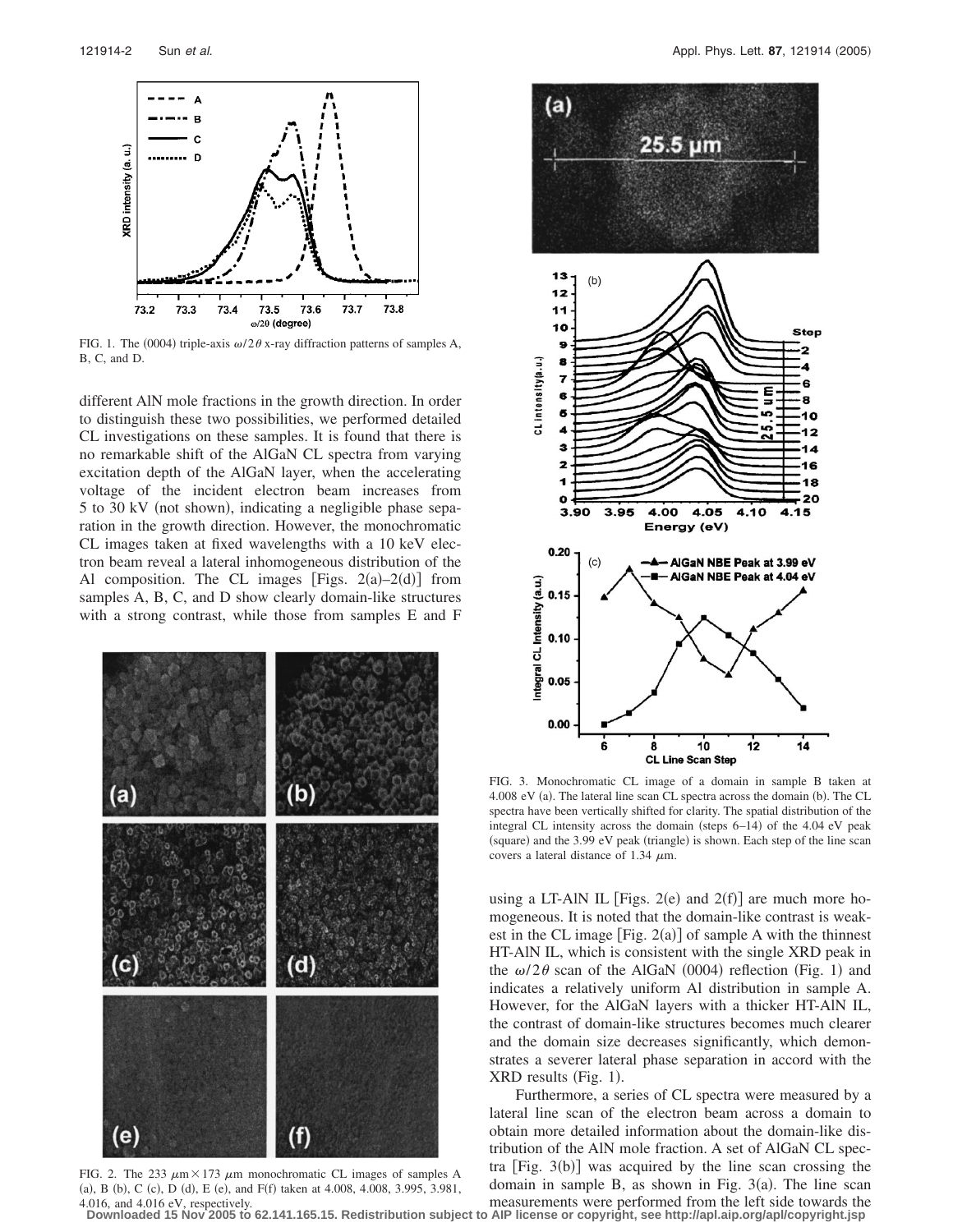FIG. 1. The (0004) triple-axis $\omega/2\theta$ x-ray diffraction patterns of samples A, B, C, and D.

different AlN mole fractions in the growth direction. In order to distinguish these two possibilities, we performed detailed CL investigations on these samples. It is found that there is no remarkable shift of the AlGaN CL spectra from varying excitation depth of the AlGaN layer, when the accelerating voltage of the incident electron beam increases from 5 to 30 kV (not shown), indicating a negligible phase separation in the growth direction. However, the monochromatic CL images taken at fixed wavelengths with a 10 keV electron beam reveal a lateral inhomogeneous distribution of the Al composition. The CL images [Figs. 2(a)–2(d)] from samples A, B, C, and D show clearly domain-like structures with a strong contrast, while those from samples E and F using a LT-AlN IL [Figs. 2(e) and 2(f)] are much more homogeneous. It is noted that the domain-like contrast is weakest in the CL image [Fig. 2(a)] of sample A with the thinnest HT-AlN IL, which is consistent with the single XRD peak in the $\omega/2\theta$ scan of the AlGaN (0004) reflection (Fig. 1) and indicates a relatively uniform Al distribution in sample A. However, for the AlGaN layers with a thicker HT-AlN IL, the contrast of domain-like structures becomes much clearer and the domain size decreases significantly, which demonstrates a severer lateral phase separation in accord with the XRD results (Fig. 1).

FIG. 2. The 233 $\mu$m $\times$ 173 $\mu$m monochromatic CL images of samples A (a), B (b), C (c), D (d), E (e), and F(f) taken at 4.008, 4.008, 3.995, 3.981, 4.016, and 4.016 eV, respectively.

FIG. 3. Monochromatic CL image of a domain in sample B taken at 4.008 eV (a). The lateral line scan CL spectra across the domain (b). The CL spectra have been vertically shifted for clarity. The spatial distribution of the integral CL intensity across the domain (steps 6–14) of the 4.04 eV peak (square) and the 3.99 eV peak (triangle) is shown. Each step of the line scan covers a lateral distance of 1.34 $\mu$m.

Furthermore, a series of CL spectra were measured by a lateral line scan of the electron beam across a domain to obtain more detailed information about the domain-like distribution of the AlN mole fraction. A set of AlGaN CL spectra [Fig. 3(b)] was acquired by the line scan crossing the domain in sample B, as shown in Fig. 3(a). The line scan measurements were performed from the left side towards the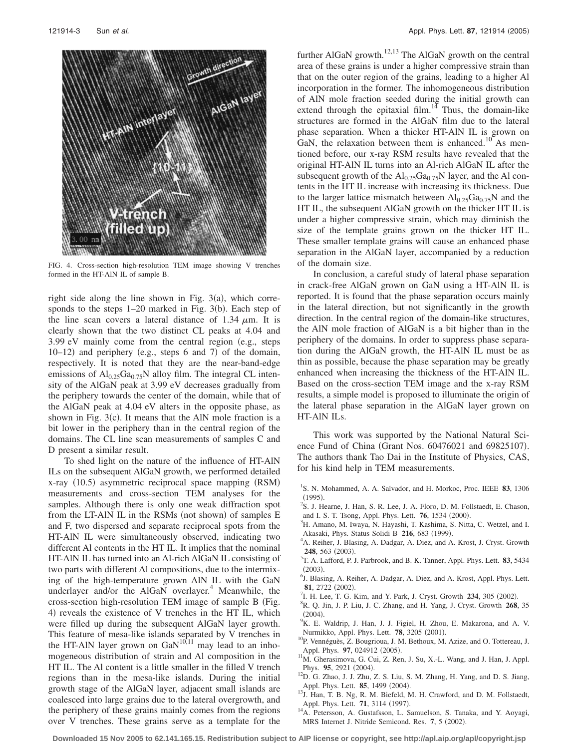Growth direction

HT-AlN interlayer

AlGaN layer

{10-11}

V-trench (filled up)

3.00 nm

FIG. 4. Cross-section high-resolution TEM image showing V trenches formed in the HT-AlN IL of sample B.

right side along the line shown in Fig. 3(a), which corresponds to the steps 1–20 marked in Fig. 3(b). Each step of the line scan covers a lateral distance of 1.34 $\mu$m. It is clearly shown that the two distinct CL peaks at 4.04 and 3.99 eV mainly come from the central region (e.g., steps 10–12) and periphery (e.g., steps 6 and 7) of the domain, respectively. It is noted that they are the near-band-edge emissions of $Al_{0.25}Ga_{0.75}N$ alloy film. The integral CL intensity of the AlGaN peak at 3.99 eV decreases gradually from the periphery towards the center of the domain, while that of the AlGaN peak at 4.04 eV alters in the opposite phase, as shown in Fig. 3(c). It means that the AlN mole fraction is a bit lower in the periphery than in the central region of the domains. The CL line scan measurements of samples C and D present a similar result.

To shed light on the nature of the influence of HT-AlN ILs on the subsequent AlGaN growth, we performed detailed x-ray (10.5) asymmetric reciprocal space mapping (RSM) measurements and cross-section TEM analyses for the samples. Although there is only one weak diffraction spot from the LT-AlN IL in the RSMs (not shown) of samples E and F, two dispersed and separate reciprocal spots from the HT-AlN IL were simultaneously observed, indicating two different Al contents in the HT IL. It implies that the nominal HT-AlN IL has turned into an Al-rich AlGaN IL consisting of two parts with different Al compositions, due to the intermixing of the high-temperature grown AlN IL with the GaN underlayer and/or the AlGaN overlayer.[4] Meanwhile, the cross-section high-resolution TEM image of sample B (Fig. 4) reveals the existence of V trenches in the HT IL, which were filled up during the subsequent AlGaN layer growth. This feature of mesa-like islands separated by V trenches in the HT-AlN layer grown on GaN[10,11] may lead to an inhomogeneous distribution of strain and Al composition in the HT IL. The Al content is a little smaller in the filled V trench regions than in the mesa-like islands. During the initial growth stage of the AlGaN layer, adjacent small islands are coalesced into large grains due to the lateral overgrowth, and the periphery of these grains mainly comes from the regions over V trenches. These grains serve as a template for the further AlGaN growth.[12,13] The AlGaN growth on the central area of these grains is under a higher compressive strain than that on the outer region of the grains, leading to a higher Al incorporation in the former. The inhomogeneous distribution of AlN mole fraction seeded during the initial growth can extend through the epitaxial film.[14] Thus, the domain-like structures are formed in the AlGaN film due to the lateral phase separation. When a thicker HT-AlN IL is grown on GaN, the relaxation between them is enhanced.[10] As mentioned before, our x-ray RSM results have revealed that the original HT-AlN IL turns into an Al-rich AlGaN IL after the subsequent growth of the $Al_{0.25}Ga_{0.75}N$ layer, and the Al contents in the HT IL increase with increasing its thickness. Due to the larger lattice mismatch between $Al_{0.25}Ga_{0.75}N$ and the HT IL, the subsequent AlGaN growth on the thicker HT IL is under a higher compressive strain, which may diminish the size of the template grains grown on the thicker HT IL. These smaller template grains will cause an enhanced phase separation in the AlGaN layer, accompanied by a reduction of the domain size.

In conclusion, a careful study of lateral phase separation in crack-free AlGaN grown on GaN using a HT-AlN IL is reported. It is found that the phase separation occurs mainly in the lateral direction, but not significantly in the growth direction. In the central region of the domain-like structures, the AlN mole fraction of AlGaN is a bit higher than in the periphery of the domains. In order to suppress phase separation during the AlGaN growth, the HT-AlN IL must be as thin as possible, because the phase separation may be greatly enhanced when increasing the thickness of the HT-AlN IL. Based on the cross-section TEM image and the x-ray RSM results, a simple model is proposed to illuminate the origin of the lateral phase separation in the AlGaN layer grown on HT-AlN ILs.

This work was supported by the National Natural Science Fund of China (Grant Nos. 60476021 and 69825107). The authors thank Tao Dai in the Institute of Physics, CAS, for his kind help in TEM measurements.

[1] S. N. Mohammed, A. A. Salvador, and H. Morkoc, Proc. IEEE **83**, 1306 (1995).

[2] S. J. Hearne, J. Han, S. R. Lee, J. A. Floro, D. M. Follstaedt, E. Chason, and I. S. T. Tsong, Appl. Phys. Lett. **76**, 1534 (2000).

[3] H. Amano, M. Iwaya, N. Hayashi, T. Kashima, S. Nitta, C. Wetzel, and I. Akasaki, Phys. Status Solidi B **216**, 683 (1999).

[4] A. Reiher, J. Blasing, A. Dadgar, A. Diez, and A. Krost, J. Cryst. Growth **248**, 563 (2003).

[5] T. A. Lafford, P. J. Parbrook, and B. K. Tanner, Appl. Phys. Lett. **83**, 5434 (2003).

[6] J. Blasing, A. Reiher, A. Dadgar, A. Diez, and A. Krost, Appl. Phys. Lett. **81**, 2722 (2002).

[7] I. H. Lee, T. G. Kim, and Y. Park, J. Cryst. Growth **234**, 305 (2002).

[8] R. Q. Jin, J. P. Liu, J. C. Zhang, and H. Yang, J. Cryst. Growth **268**, 35 (2004).

[9] K. E. Waldrip, J. Han, J. J. Figiel, H. Zhou, E. Makarona, and A. V. Nurmikko, Appl. Phys. Lett. **78**, 3205 (2001).

[10] P. Vennéguès, Z. Bougrioua, J. M. Bethoux, M. Azize, and O. Tottereau, J. Appl. Phys. **97**, 024912 (2005).

[11] M. Gherasimova, G. Cui, Z. Ren, J. Su, X.-L. Wang, and J. Han, J. Appl. Phys. **95**, 2921 (2004).

[12] D. G. Zhao, J. J. Zhu, Z. S. Liu, S. M. Zhang, H. Yang, and D. S. Jiang, Appl. Phys. Lett. **85**, 1499 (2004).

[13] J. Han, T. B. Ng, R. M. Biefeld, M. H. Crawford, and D. M. Follstaedt, Appl. Phys. Lett. **71**, 3114 (1997).

[14] A. Petersson, A. Gustafsson, L. Samuelson, S. Tanaka, and Y. Aoyagi, MRS Internet J. Nitride Semicond. Res. **7**, 5 (2002).